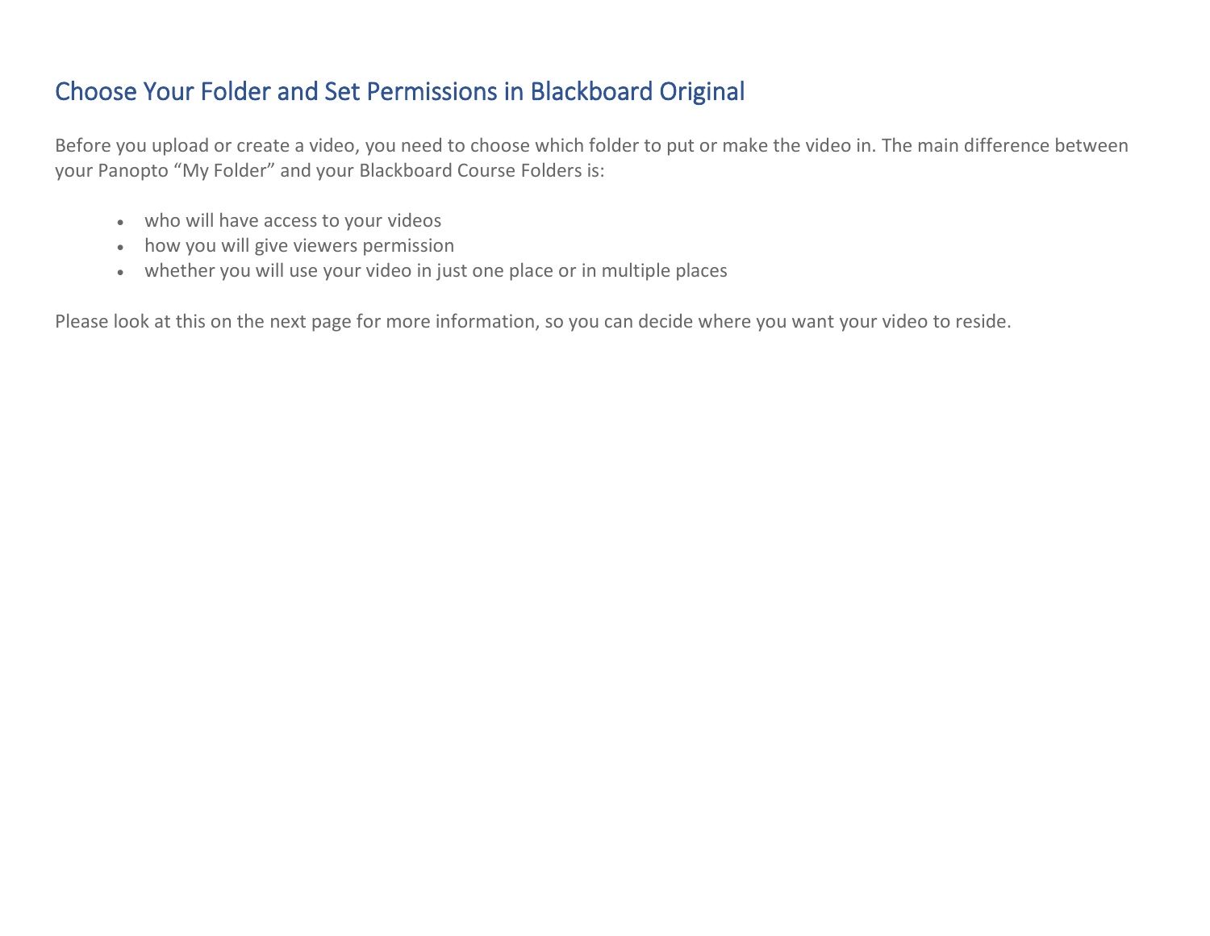## Choose Your Folder and Set Permissions in Blackboard Original

Before you upload or create a video, you need to choose which folder to put or make the video in. The main difference between your Panopto "My Folder" and your Blackboard Course Folders is:

- who will have access to your videos
- how you will give viewers permission
- whether you will use your video in just one place or in multiple places

Please look at this on the next page for more information, so you can decide where you want your video to reside.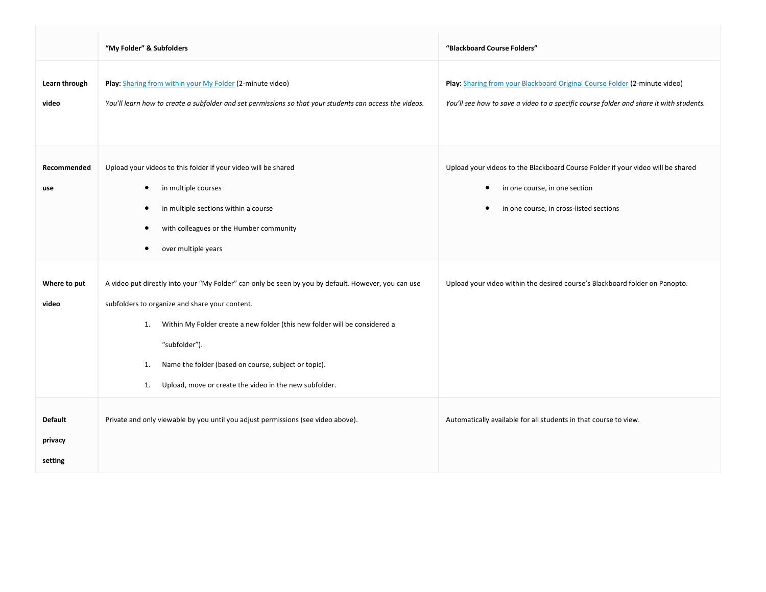| | "My Folder" & Subfolders | "Blackboard Course Folders" |
|---|---|---|
| **Learn through video** | **Play:** Sharing from within your My Folder (2-minute video)<br>*You'll learn how to create a subfolder and set permissions so that your students can access the videos.* | **Play:** Sharing from your Blackboard Original Course Folder (2-minute video)<br>*You'll see how to save a video to a specific course folder and share it with students.* |
| **Recommended use** | Upload your videos to this folder if your video will be shared<br>• in multiple courses<br>• in multiple sections within a course<br>• with colleagues or the Humber community<br>• over multiple years | Upload your videos to the Blackboard Course Folder if your video will be shared<br>• in one course, in one section<br>• in one course, in cross-listed sections |
| **Where to put video** | A video put directly into your "My Folder" can only be seen by you by default. However, you can use subfolders to organize and share your content.<br>1. Within My Folder create a new folder (this new folder will be considered a "subfolder").<br>1. Name the folder (based on course, subject or topic).<br>1. Upload, move or create the video in the new subfolder. | Upload your video within the desired course's Blackboard folder on Panopto. |
| **Default privacy setting** | Private and only viewable by you until you adjust permissions (see video above). | Automatically available for all students in that course to view. |